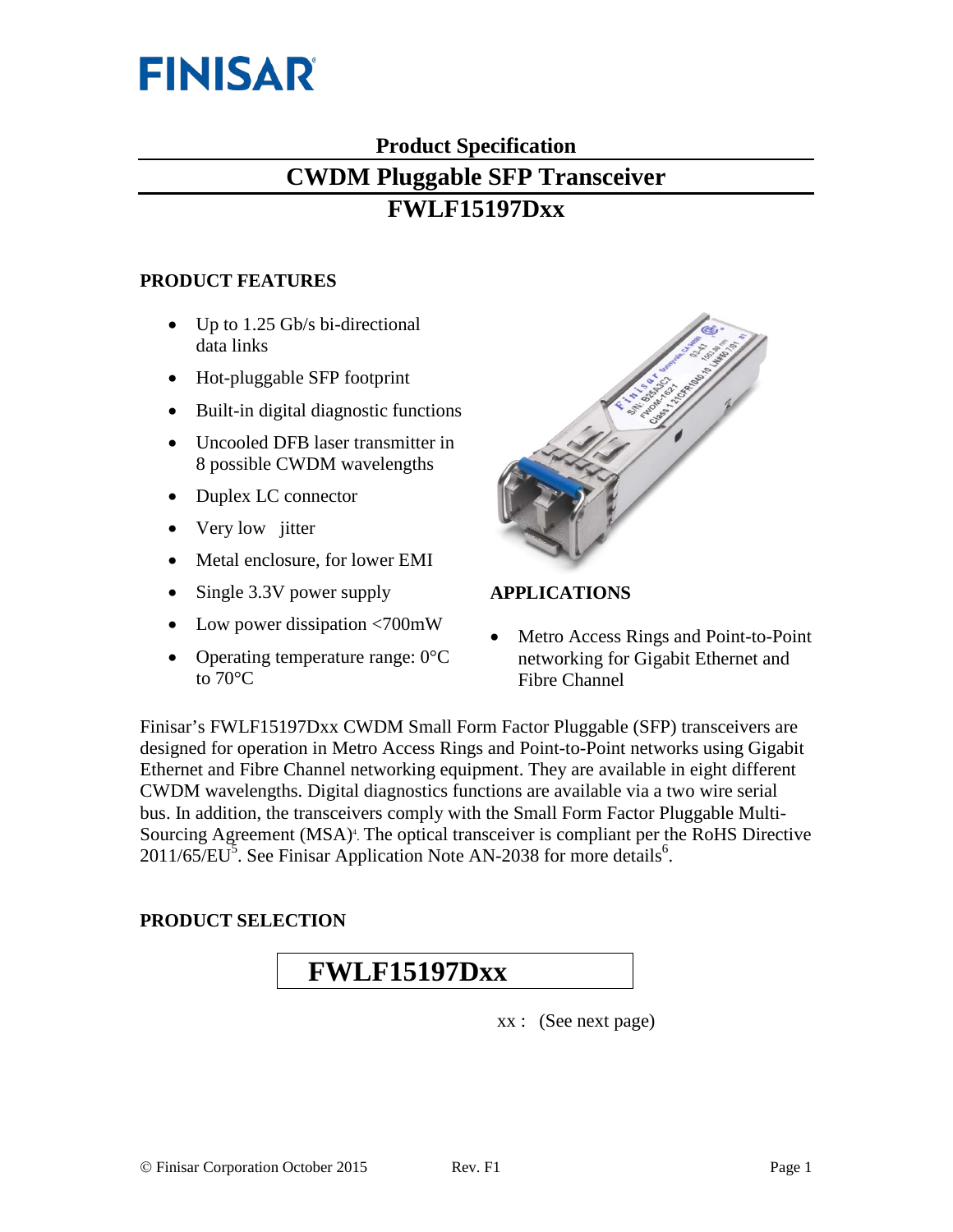FINISAR

# Product Specification

# CWDM Pluggable SFP Transceiver

# FWLF15197Dxx

## PRODUCT FEATURES

- Up to 1.25 Gb/s bi-directional data links
- Hot-pluggable SFP footprint
- Built-in digital diagnostic functions
- Uncooled DFB laser transmitter in 8 possible CWDM wavelengths
- Duplex LC connector
- Very low jitter
- Metal enclosure, for lower EMI
- Single 3.3V power supply
- Low power dissipation <700mW
- Operating temperature range: 0°C to 70°C

## APPLICATIONS

- Metro Access Rings and Point-to-Point networking for Gigabit Ethernet and Fibre Channel

Finisar's FWLF15197Dxx CWDM Small Form Factor Pluggable (SFP) transceivers are designed for operation in Metro Access Rings and Point-to-Point networks using Gigabit Ethernet and Fibre Channel networking equipment. They are available in eight different CWDM wavelengths. Digital diagnostics functions are available via a two wire serial bus. In addition, the transceivers comply with the Small Form Factor Pluggable Multi-Sourcing Agreement (MSA)[4]. The optical transceiver is compliant per the RoHS Directive 2011/65/EU[5]. See Finisar Application Note AN-2038 for more details[6].

## PRODUCT SELECTION

**FWLF15197Dxx**

xx : (See next page)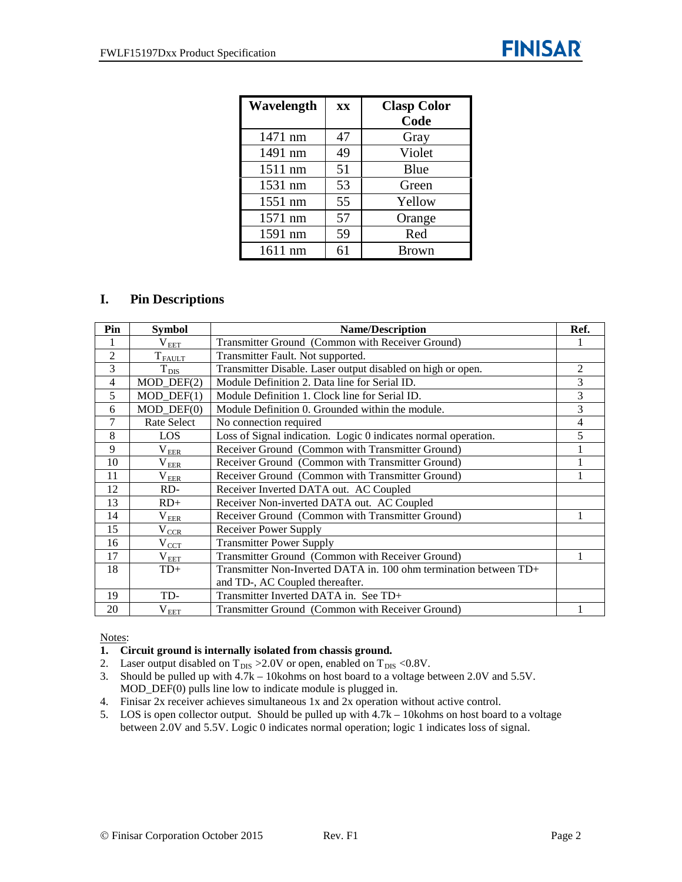| Wavelength | xx | Clasp Color Code |
|---|---|---|
| 1471 nm | 47 | Gray |
| 1491 nm | 49 | Violet |
| 1511 nm | 51 | Blue |
| 1531 nm | 53 | Green |
| 1551 nm | 55 | Yellow |
| 1571 nm | 57 | Orange |
| 1591 nm | 59 | Red |
| 1611 nm | 61 | Brown |

## I. Pin Descriptions

| Pin | Symbol | Name/Description | Ref. |
|---|---|---|---|
| 1 | $V_{EET}$ | Transmitter Ground (Common with Receiver Ground) | 1 |
| 2 | $T_{FAULT}$ | Transmitter Fault. Not supported. | |
| 3 | $T_{DIS}$ | Transmitter Disable. Laser output disabled on high or open. | 2 |
| 4 | MOD_DEF(2) | Module Definition 2. Data line for Serial ID. | 3 |
| 5 | MOD_DEF(1) | Module Definition 1. Clock line for Serial ID. | 3 |
| 6 | MOD_DEF(0) | Module Definition 0. Grounded within the module. | 3 |
| 7 | Rate Select | No connection required | 4 |
| 8 | LOS | Loss of Signal indication. Logic 0 indicates normal operation. | 5 |
| 9 | $V_{EER}$ | Receiver Ground (Common with Transmitter Ground) | 1 |
| 10 | $V_{EER}$ | Receiver Ground (Common with Transmitter Ground) | 1 |
| 11 | $V_{EER}$ | Receiver Ground (Common with Transmitter Ground) | 1 |
| 12 | RD- | Receiver Inverted DATA out. AC Coupled | |
| 13 | RD+ | Receiver Non-inverted DATA out. AC Coupled | |
| 14 | $V_{EER}$ | Receiver Ground (Common with Transmitter Ground) | 1 |
| 15 | $V_{CCR}$ | Receiver Power Supply | |
| 16 | $V_{CCT}$ | Transmitter Power Supply | |
| 17 | $V_{EET}$ | Transmitter Ground (Common with Receiver Ground) | 1 |
| 18 | TD+ | Transmitter Non-Inverted DATA in. 100 ohm termination between TD+ and TD-, AC Coupled thereafter. | |
| 19 | TD- | Transmitter Inverted DATA in. See TD+ | |
| 20 | $V_{EET}$ | Transmitter Ground (Common with Receiver Ground) | 1 |

Notes:

1. **Circuit ground is internally isolated from chassis ground.**
2. Laser output disabled on $T_{DIS}$ >2.0V or open, enabled on $T_{DIS}$ <0.8V.
3. Should be pulled up with 4.7k – 10kohms on host board to a voltage between 2.0V and 5.5V. MOD_DEF(0) pulls line low to indicate module is plugged in.
4. Finisar 2x receiver achieves simultaneous 1x and 2x operation without active control.
5. LOS is open collector output. Should be pulled up with 4.7k – 10kohms on host board to a voltage between 2.0V and 5.5V. Logic 0 indicates normal operation; logic 1 indicates loss of signal.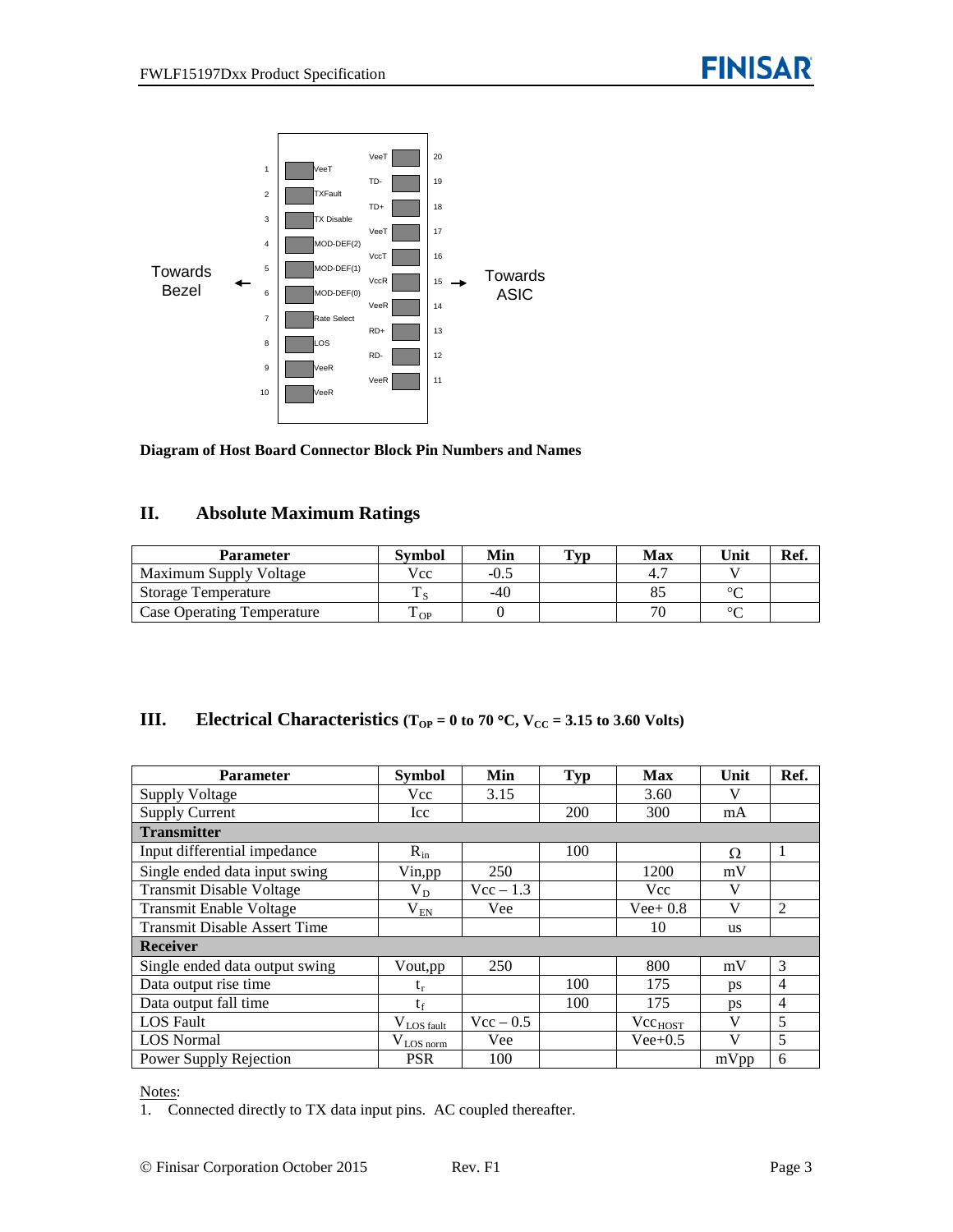| | | | |
|---|---|---|---|
| 1 | VeeT | VeeT | 20 |
| 2 | TXFault | TD- | 19 |
| 3 | TX Disable | TD+ | 18 |
| 4 | MOD-DEF(2) | VeeT | 17 |
| 5 | MOD-DEF(1) | VccT | 16 |
| 6 | MOD-DEF(0) | VccR | 15 |
| 7 | Rate Select | VeeR | 14 |
| 8 | LOS | RD+ | 13 |
| 9 | VeeR | RD- | 12 |
| 10 | VeeR | VeeR | 11 |

Towards Bezel ← → Towards ASIC

**Diagram of Host Board Connector Block Pin Numbers and Names**

## II. Absolute Maximum Ratings

| Parameter | Symbol | Min | Typ | Max | Unit | Ref. |
|---|---|---|---|---|---|---|
| Maximum Supply Voltage | Vcc | -0.5 | | 4.7 | V | |
| Storage Temperature | $T_S$ | -40 | | 85 | °C | |
| Case Operating Temperature | $T_{OP}$ | 0 | | 70 | °C | |

## III. Electrical Characteristics ($T_{OP}$ = 0 to 70 °C, $V_{CC}$ = 3.15 to 3.60 Volts)

| Parameter | Symbol | Min | Typ | Max | Unit | Ref. |
|---|---|---|---|---|---|---|
| Supply Voltage | Vcc | 3.15 | | 3.60 | V | |
| Supply Current | Icc | | 200 | 300 | mA | |
| **Transmitter** | | | | | | |
| Input differential impedance | $R_{in}$ | | 100 | | Ω | 1 |
| Single ended data input swing | Vin,pp | 250 | | 1200 | mV | |
| Transmit Disable Voltage | $V_D$ | Vcc – 1.3 | | Vcc | V | |
| Transmit Enable Voltage | $V_{EN}$ | Vee | | Vee+ 0.8 | V | 2 |
| Transmit Disable Assert Time | | | | 10 | us | |
| **Receiver** | | | | | | |
| Single ended data output swing | Vout,pp | 250 | | 800 | mV | 3 |
| Data output rise time | $t_r$ | | 100 | 175 | ps | 4 |
| Data output fall time | $t_f$ | | 100 | 175 | ps | 4 |
| LOS Fault | $V_{LOS\ fault}$ | Vcc – 0.5 | | $Vcc_{HOST}$ | V | 5 |
| LOS Normal | $V_{LOS\ norm}$ | Vee | | Vee+0.5 | V | 5 |
| Power Supply Rejection | PSR | 100 | | | mVpp | 6 |

Notes:

1. Connected directly to TX data input pins. AC coupled thereafter.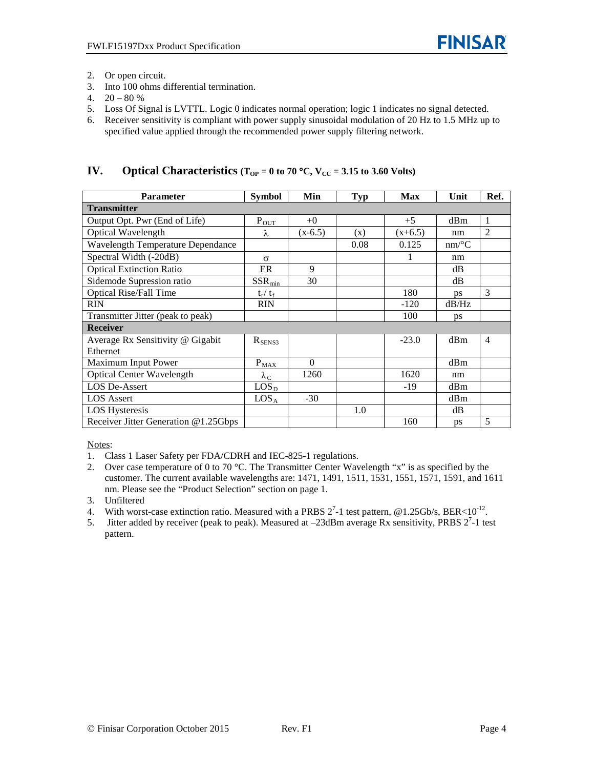2. Or open circuit.
3. Into 100 ohms differential termination.
4. 20 – 80 %
5. Loss Of Signal is LVTTL. Logic 0 indicates normal operation; logic 1 indicates no signal detected.
6. Receiver sensitivity is compliant with power supply sinusoidal modulation of 20 Hz to 1.5 MHz up to specified value applied through the recommended power supply filtering network.

## IV. Optical Characteristics ($T_{OP}$ = 0 to 70 °C, $V_{CC}$ = 3.15 to 3.60 Volts)

| Parameter | Symbol | Min | Typ | Max | Unit | Ref. |
|---|---|---|---|---|---|---|
| **Transmitter** | | | | | | |
| Output Opt. Pwr (End of Life) | $P_{OUT}$ | +0 | | +5 | dBm | 1 |
| Optical Wavelength | $\lambda$ | (x-6.5) | (x) | (x+6.5) | nm | 2 |
| Wavelength Temperature Dependance | | | 0.08 | 0.125 | nm/°C | |
| Spectral Width (-20dB) | $\sigma$ | | | 1 | nm | |
| Optical Extinction Ratio | ER | 9 | | | dB | |
| Sidemode Supression ratio | $SSR_{min}$ | 30 | | | dB | |
| Optical Rise/Fall Time | $t_r / t_f$ | | | 180 | ps | 3 |
| RIN | RIN | | | -120 | dB/Hz | |
| Transmitter Jitter (peak to peak) | | | | 100 | ps | |
| **Receiver** | | | | | | |
| Average Rx Sensitivity @ Gigabit Ethernet | $R_{SENS3}$ | | | -23.0 | dBm | 4 |
| Maximum Input Power | $P_{MAX}$ | 0 | | | dBm | |
| Optical Center Wavelength | $\lambda_C$ | 1260 | | 1620 | nm | |
| LOS De-Assert | $LOS_D$ | | | -19 | dBm | |
| LOS Assert | $LOS_A$ | -30 | | | dBm | |
| LOS Hysteresis | | | 1.0 | | dB | |
| Receiver Jitter Generation @1.25Gbps | | | | 160 | ps | 5 |

Notes:

1. Class 1 Laser Safety per FDA/CDRH and IEC-825-1 regulations.
2. Over case temperature of 0 to 70 °C. The Transmitter Center Wavelength "x" is as specified by the customer. The current available wavelengths are: 1471, 1491, 1511, 1531, 1551, 1571, 1591, and 1611 nm. Please see the "Product Selection" section on page 1.
3. Unfiltered
4. With worst-case extinction ratio. Measured with a PRBS $2^7$-1 test pattern, @1.25Gb/s, BER<$10^{-12}$.
5. Jitter added by receiver (peak to peak). Measured at –23dBm average Rx sensitivity, PRBS $2^7$-1 test pattern.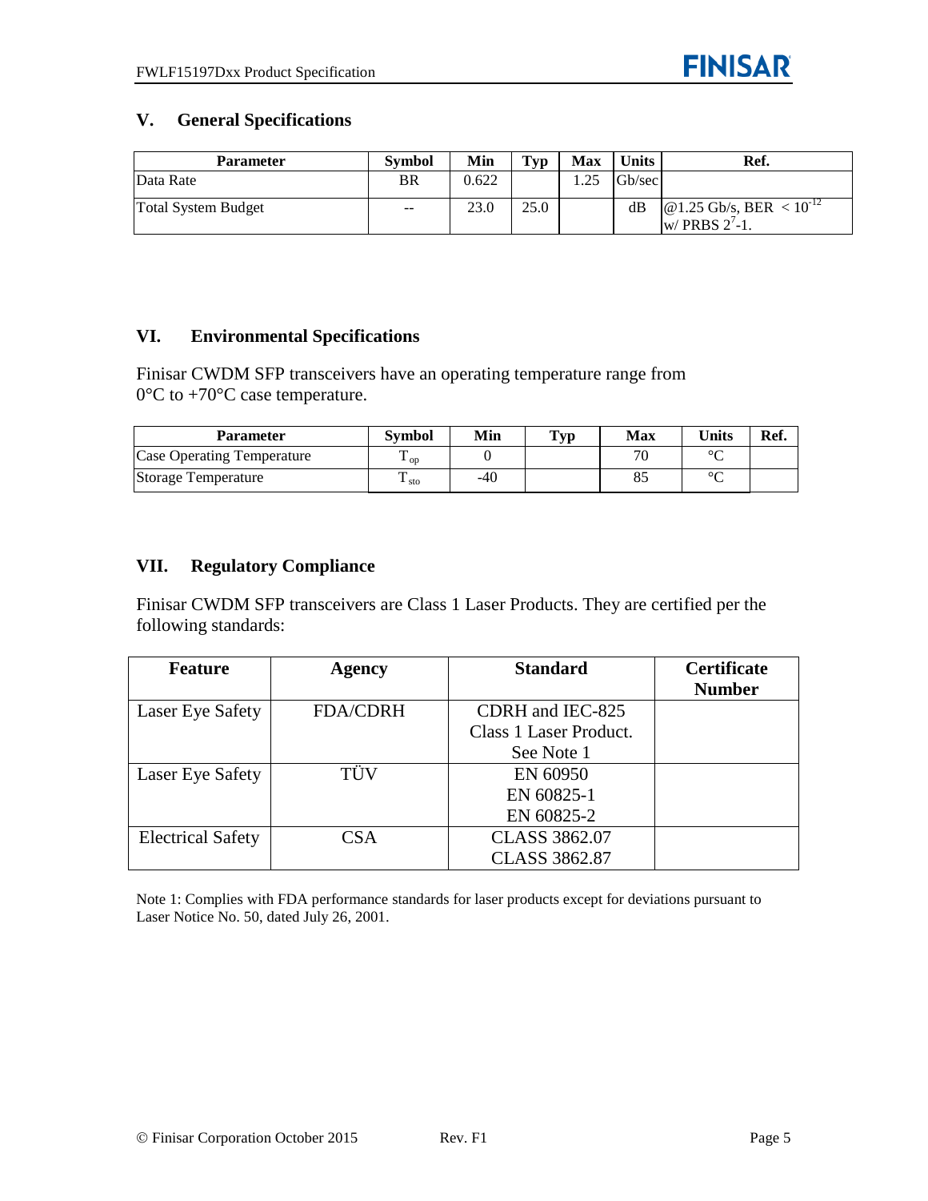## V. General Specifications

| Parameter | Symbol | Min | Typ | Max | Units | Ref. |
|---|---|---|---|---|---|---|
| Data Rate | BR | 0.622 | | 1.25 | Gb/sec | |
| Total System Budget | -- | 23.0 | 25.0 | | dB | @1.25 Gb/s, BER $< 10^{-12}$ w/ PRBS $2^7$-1. |

## VI. Environmental Specifications

Finisar CWDM SFP transceivers have an operating temperature range from 0°C to +70°C case temperature.

| Parameter | Symbol | Min | Typ | Max | Units | Ref. |
|---|---|---|---|---|---|---|
| Case Operating Temperature | $T_{op}$ | 0 | | 70 | °C | |
| Storage Temperature | $T_{sto}$ | -40 | | 85 | °C | |

## VII. Regulatory Compliance

Finisar CWDM SFP transceivers are Class 1 Laser Products. They are certified per the following standards:

| Feature | Agency | Standard | Certificate Number |
|---|---|---|---|
| Laser Eye Safety | FDA/CDRH | CDRH and IEC-825 Class 1 Laser Product. See Note 1 | |
| Laser Eye Safety | TÜV | EN 60950 EN 60825-1 EN 60825-2 | |
| Electrical Safety | CSA | CLASS 3862.07 CLASS 3862.87 | |

Note 1: Complies with FDA performance standards for laser products except for deviations pursuant to Laser Notice No. 50, dated July 26, 2001.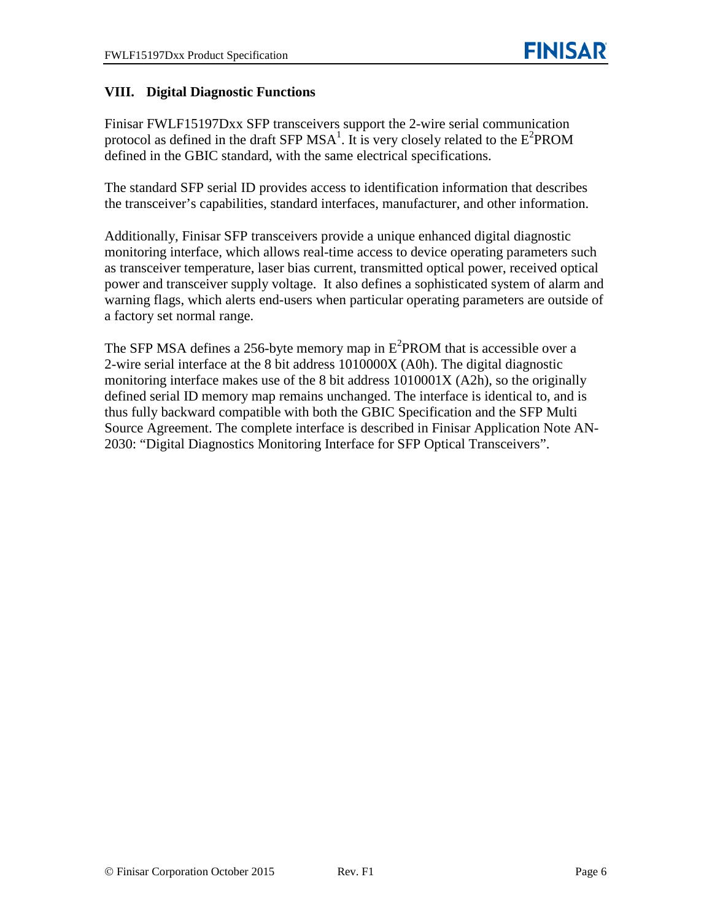## VIII. Digital Diagnostic Functions

Finisar FWLF15197Dxx SFP transceivers support the 2-wire serial communication protocol as defined in the draft SFP MSA[1]. It is very closely related to the $E^2$PROM defined in the GBIC standard, with the same electrical specifications.

The standard SFP serial ID provides access to identification information that describes the transceiver's capabilities, standard interfaces, manufacturer, and other information.

Additionally, Finisar SFP transceivers provide a unique enhanced digital diagnostic monitoring interface, which allows real-time access to device operating parameters such as transceiver temperature, laser bias current, transmitted optical power, received optical power and transceiver supply voltage. It also defines a sophisticated system of alarm and warning flags, which alerts end-users when particular operating parameters are outside of a factory set normal range.

The SFP MSA defines a 256-byte memory map in $E^2$PROM that is accessible over a 2-wire serial interface at the 8 bit address 1010000X (A0h). The digital diagnostic monitoring interface makes use of the 8 bit address 1010001X (A2h), so the originally defined serial ID memory map remains unchanged. The interface is identical to, and is thus fully backward compatible with both the GBIC Specification and the SFP Multi Source Agreement. The complete interface is described in Finisar Application Note AN-2030: "Digital Diagnostics Monitoring Interface for SFP Optical Transceivers".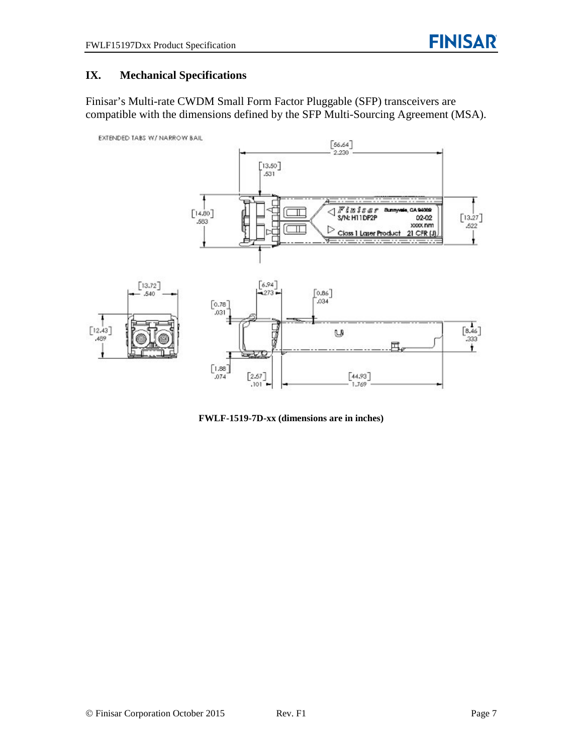## IX. Mechanical Specifications

Finisar's Multi-rate CWDM Small Form Factor Pluggable (SFP) transceivers are compatible with the dimensions defined by the SFP Multi-Sourcing Agreement (MSA).

**FWLF-1519-7D-xx (dimensions are in inches)**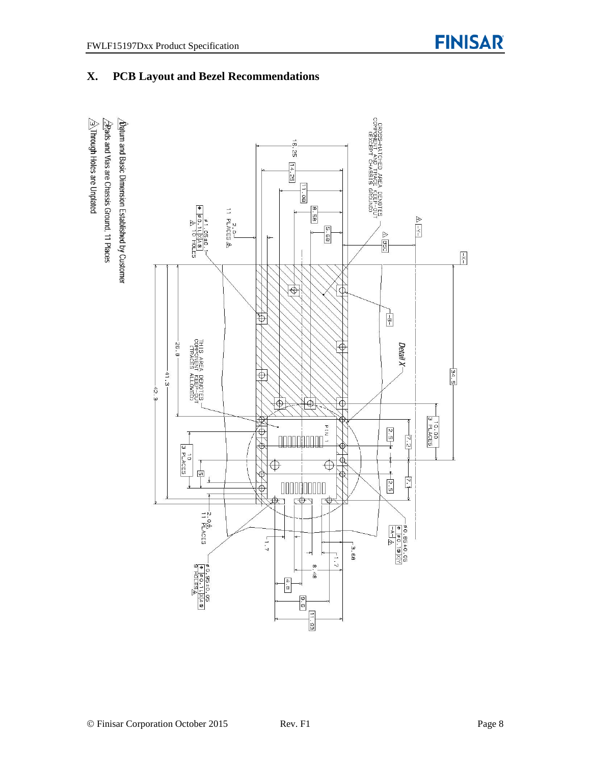## X. PCB Layout and Bezel Recommendations

CROSS-HATCHED AREA DENOTES COMPONENT AND TRACE KEEP-OUT (EXCEPT CHASSIS GROUND)

THIS AREA DENOTES COMPONENT KEEP-OUT (TRACES ALLOWED)

Detail X

PIN 1

16.25, 14.25, 11.08, 8.58, 5.68, 34.5, 10.00 3 PLACES, 2.5, 7.2, 7.1, 2.5, 26.8, 41.3, 42.3, 10 3 PLACES, 5, 1.7, 3.68, 1.7, 8.48, 4.8, 9.6, 11.93

2.0 11 PLACES

ø1.05±0.01 ⌖ ø0.1 X A S 10 HOLES

ø0.85±0.05 ⌖ ø0.1 X Y

ø0.95±0.05 ⌖ ø0.1 X A S 9 HOLES

1. Datum and Basic Dimension Established by Customer
2. Pads and Vias are Chassis Ground, 11 Places
3. Through Holes are Unplated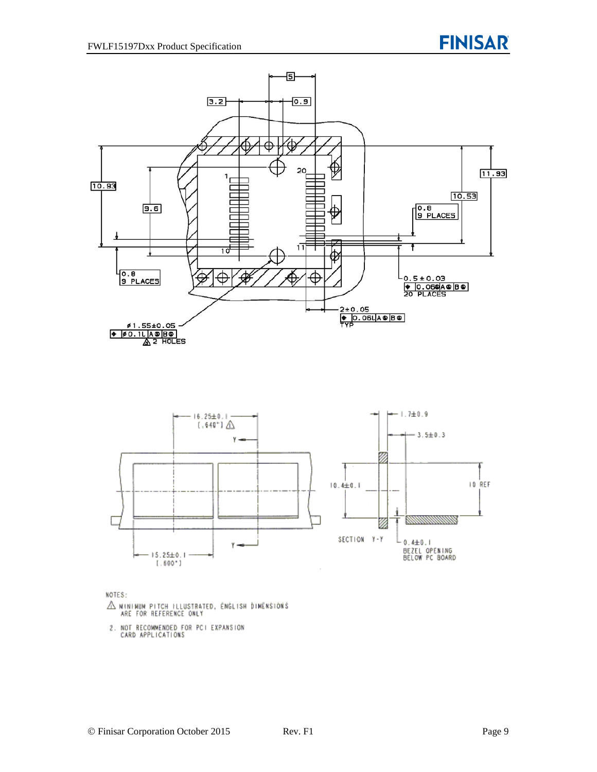NOTES:

1. MINIMUM PITCH ILLUSTRATED, ENGLISH DIMENSIONS ARE FOR REFERENCE ONLY
2. NOT RECOMMENDED FOR PCI EXPANSION CARD APPLICATIONS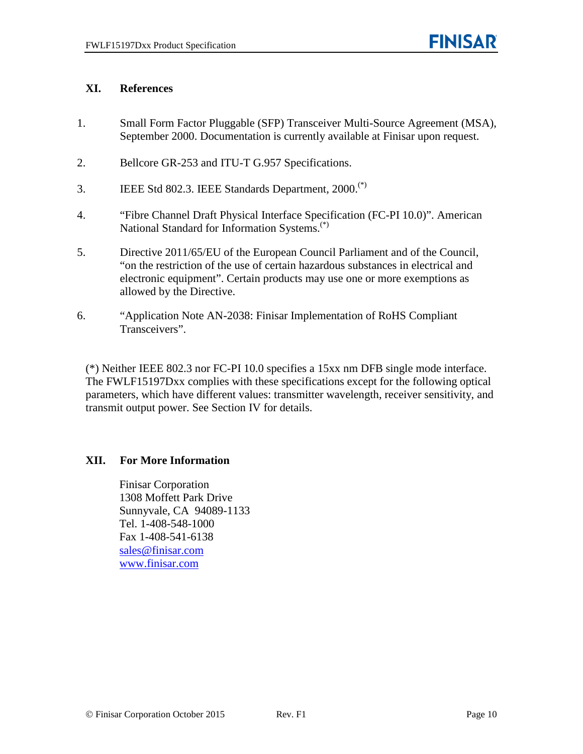## XI. References

1. Small Form Factor Pluggable (SFP) Transceiver Multi-Source Agreement (MSA), September 2000. Documentation is currently available at Finisar upon request.
2. Bellcore GR-253 and ITU-T G.957 Specifications.
3. IEEE Std 802.3. IEEE Standards Department, 2000.(*)
4. "Fibre Channel Draft Physical Interface Specification (FC-PI 10.0)". American National Standard for Information Systems.(*)
5. Directive 2011/65/EU of the European Council Parliament and of the Council, "on the restriction of the use of certain hazardous substances in electrical and electronic equipment". Certain products may use one or more exemptions as allowed by the Directive.
6. "Application Note AN-2038: Finisar Implementation of RoHS Compliant Transceivers".

(*) Neither IEEE 802.3 nor FC-PI 10.0 specifies a 15xx nm DFB single mode interface. The FWLF15197Dxx complies with these specifications except for the following optical parameters, which have different values: transmitter wavelength, receiver sensitivity, and transmit output power. See Section IV for details.

## XII. For More Information

Finisar Corporation
1308 Moffett Park Drive
Sunnyvale, CA 94089-1133
Tel. 1-408-548-1000
Fax 1-408-541-6138
sales@finisar.com
www.finisar.com